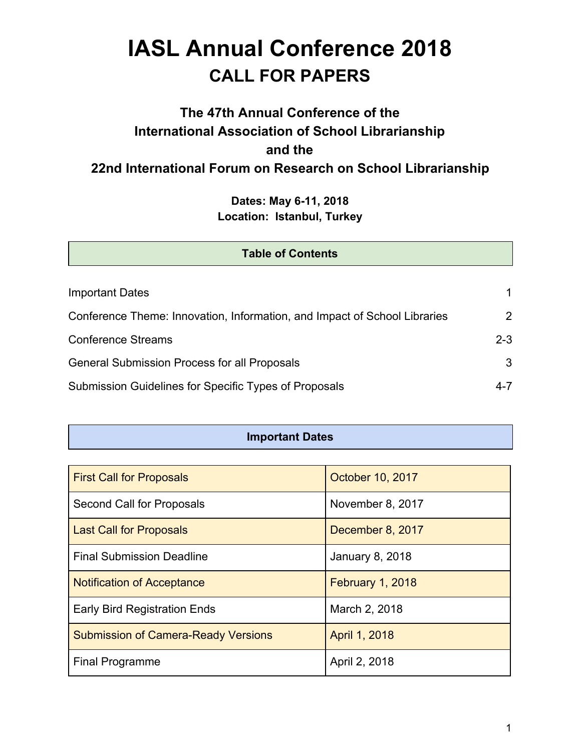# IASL Annual Conference 2018

## CALL FOR PAPERS

### The 47th Annual Conference of the International Association of School Librarianship and the 22nd International Forum on Research on School Librarianship

**Dates: May 6-11, 2018**
**Location: Istanbul, Turkey**

## Table of Contents

| | |
|---|---|
| Important Dates | 1 |
| Conference Theme: Innovation, Information, and Impact of School Libraries | 2 |
| Conference Streams | 2-3 |
| General Submission Process for all Proposals | 3 |
| Submission Guidelines for Specific Types of Proposals | 4-7 |

## Important Dates

| | |
|---|---|
| First Call for Proposals | October 10, 2017 |
| Second Call for Proposals | November 8, 2017 |
| Last Call for Proposals | December 8, 2017 |
| Final Submission Deadline | January 8, 2018 |
| Notification of Acceptance | February 1, 2018 |
| Early Bird Registration Ends | March 2, 2018 |
| Submission of Camera-Ready Versions | April 1, 2018 |
| Final Programme | April 2, 2018 |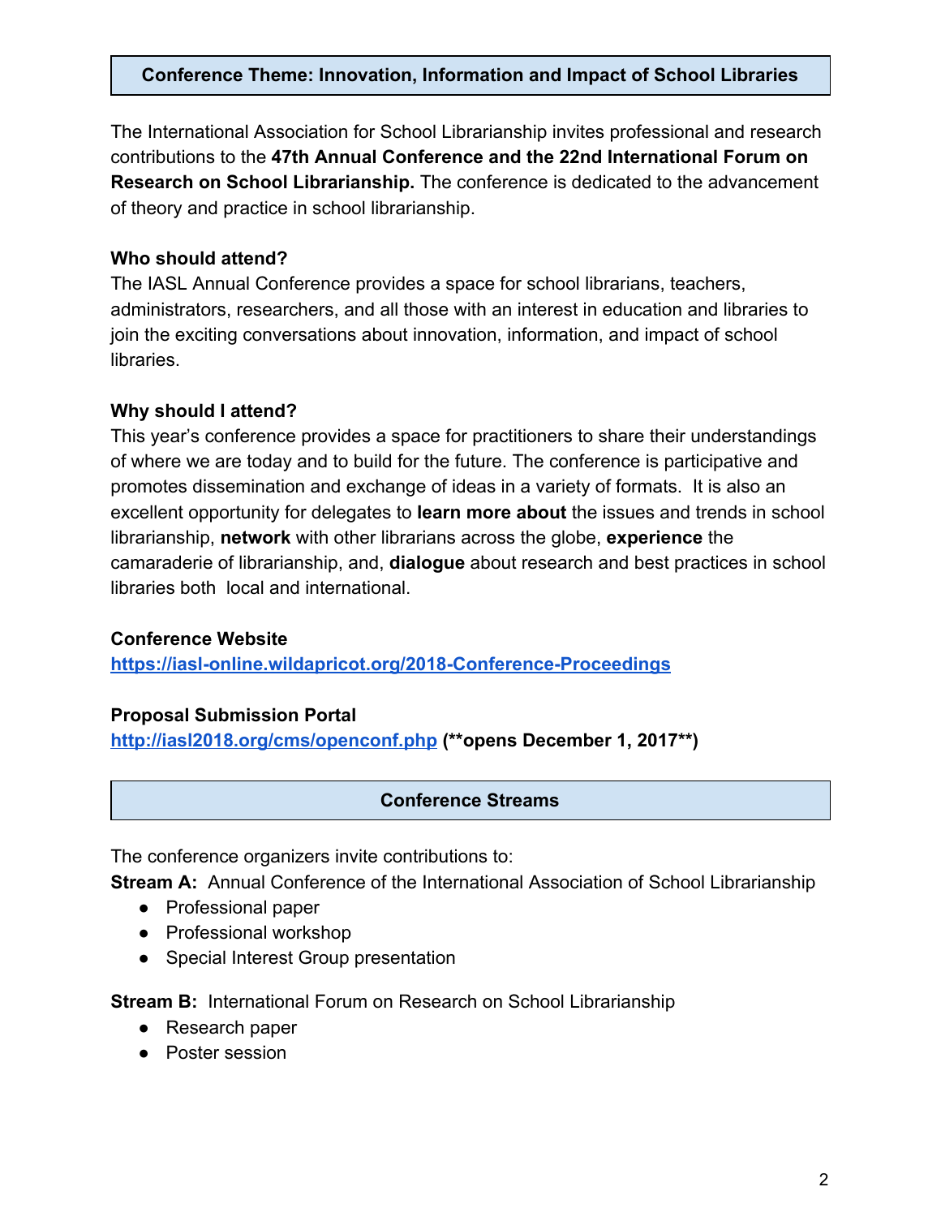## Conference Theme: Innovation, Information and Impact of School Libraries

The International Association for School Librarianship invites professional and research contributions to the **47th Annual Conference and the 22nd International Forum on Research on School Librarianship.** The conference is dedicated to the advancement of theory and practice in school librarianship.

**Who should attend?**
The IASL Annual Conference provides a space for school librarians, teachers, administrators, researchers, and all those with an interest in education and libraries to join the exciting conversations about innovation, information, and impact of school libraries.

**Why should I attend?**
This year's conference provides a space for practitioners to share their understandings of where we are today and to build for the future. The conference is participative and promotes dissemination and exchange of ideas in a variety of formats. It is also an excellent opportunity for delegates to **learn more about** the issues and trends in school librarianship, **network** with other librarians across the globe, **experience** the camaraderie of librarianship, and, **dialogue** about research and best practices in school libraries both local and international.

**Conference Website**
https://iasl-online.wildapricot.org/2018-Conference-Proceedings

**Proposal Submission Portal**
http://iasl2018.org/cms/openconf.php **(**opens December 1, 2017**)**

## Conference Streams

The conference organizers invite contributions to:

**Stream A:** Annual Conference of the International Association of School Librarianship

- Professional paper
- Professional workshop
- Special Interest Group presentation

**Stream B:** International Forum on Research on School Librarianship

- Research paper
- Poster session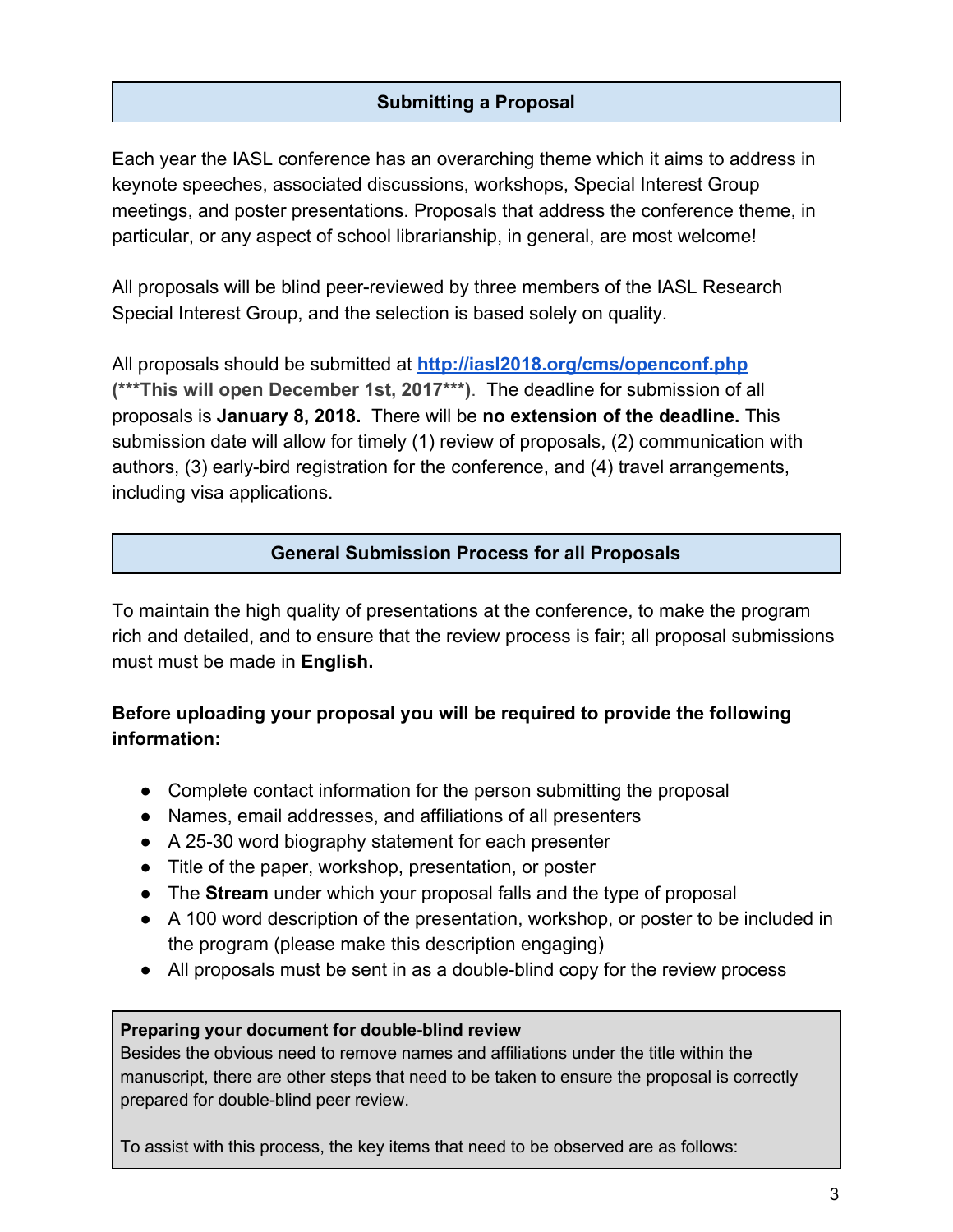## Submitting a Proposal

Each year the IASL conference has an overarching theme which it aims to address in keynote speeches, associated discussions, workshops, Special Interest Group meetings, and poster presentations. Proposals that address the conference theme, in particular, or any aspect of school librarianship, in general, are most welcome!

All proposals will be blind peer-reviewed by three members of the IASL Research Special Interest Group, and the selection is based solely on quality.

All proposals should be submitted at [http://iasl2018.org/cms/openconf.php](http://iasl2018.org/cms/openconf.php) **(***This will open December 1st, 2017***)**. The deadline for submission of all proposals is **January 8, 2018.** There will be **no extension of the deadline.** This submission date will allow for timely (1) review of proposals, (2) communication with authors, (3) early-bird registration for the conference, and (4) travel arrangements, including visa applications.

## General Submission Process for all Proposals

To maintain the high quality of presentations at the conference, to make the program rich and detailed, and to ensure that the review process is fair; all proposal submissions must must be made in **English.**

**Before uploading your proposal you will be required to provide the following information:**

- Complete contact information for the person submitting the proposal
- Names, email addresses, and affiliations of all presenters
- A 25-30 word biography statement for each presenter
- Title of the paper, workshop, presentation, or poster
- The **Stream** under which your proposal falls and the type of proposal
- A 100 word description of the presentation, workshop, or poster to be included in the program (please make this description engaging)
- All proposals must be sent in as a double-blind copy for the review process

**Preparing your document for double-blind review**
Besides the obvious need to remove names and affiliations under the title within the manuscript, there are other steps that need to be taken to ensure the proposal is correctly prepared for double-blind peer review.

To assist with this process, the key items that need to be observed are as follows: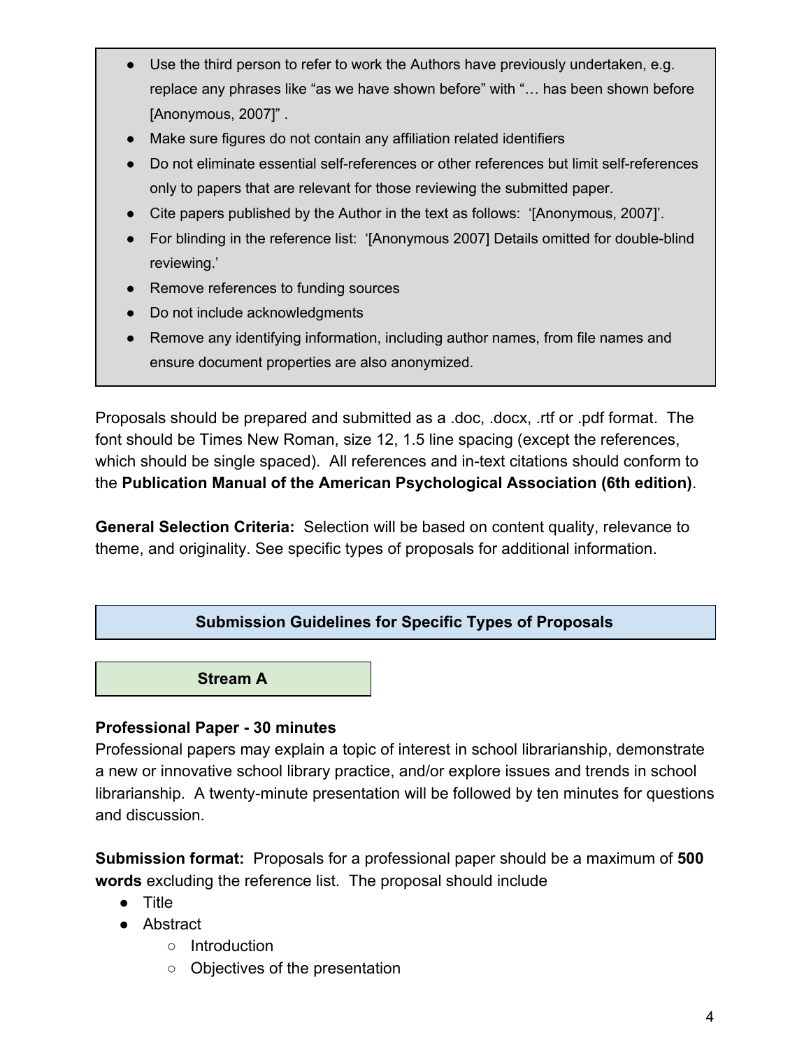- Use the third person to refer to work the Authors have previously undertaken, e.g. replace any phrases like "as we have shown before" with "… has been shown before [Anonymous, 2007]" .
- Make sure figures do not contain any affiliation related identifiers
- Do not eliminate essential self-references or other references but limit self-references only to papers that are relevant for those reviewing the submitted paper.
- Cite papers published by the Author in the text as follows: '[Anonymous, 2007]'.
- For blinding in the reference list: '[Anonymous 2007] Details omitted for double-blind reviewing.'
- Remove references to funding sources
- Do not include acknowledgments
- Remove any identifying information, including author names, from file names and ensure document properties are also anonymized.

Proposals should be prepared and submitted as a .doc, .docx, .rtf or .pdf format. The font should be Times New Roman, size 12, 1.5 line spacing (except the references, which should be single spaced). All references and in-text citations should conform to the **Publication Manual of the American Psychological Association (6th edition)**.

**General Selection Criteria:** Selection will be based on content quality, relevance to theme, and originality. See specific types of proposals for additional information.

## Submission Guidelines for Specific Types of Proposals

### Stream A

**Professional Paper - 30 minutes**
Professional papers may explain a topic of interest in school librarianship, demonstrate a new or innovative school library practice, and/or explore issues and trends in school librarianship. A twenty-minute presentation will be followed by ten minutes for questions and discussion.

**Submission format:** Proposals for a professional paper should be a maximum of **500 words** excluding the reference list. The proposal should include

- Title
- Abstract
  - Introduction
  - Objectives of the presentation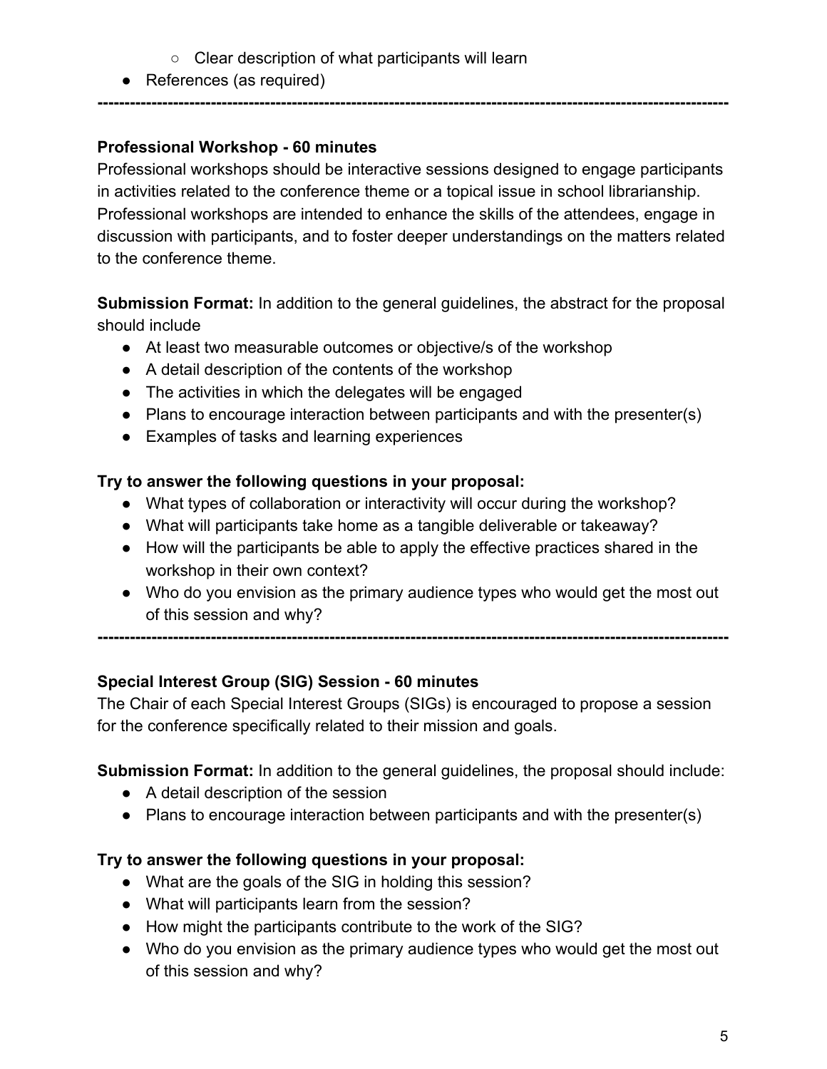- Clear description of what participants will learn
- References (as required)

---

**Professional Workshop - 60 minutes**

Professional workshops should be interactive sessions designed to engage participants in activities related to the conference theme or a topical issue in school librarianship. Professional workshops are intended to enhance the skills of the attendees, engage in discussion with participants, and to foster deeper understandings on the matters related to the conference theme.

**Submission Format:** In addition to the general guidelines, the abstract for the proposal should include

- At least two measurable outcomes or objective/s of the workshop
- A detail description of the contents of the workshop
- The activities in which the delegates will be engaged
- Plans to encourage interaction between participants and with the presenter(s)
- Examples of tasks and learning experiences

**Try to answer the following questions in your proposal:**

- What types of collaboration or interactivity will occur during the workshop?
- What will participants take home as a tangible deliverable or takeaway?
- How will the participants be able to apply the effective practices shared in the workshop in their own context?
- Who do you envision as the primary audience types who would get the most out of this session and why?

---

**Special Interest Group (SIG) Session - 60 minutes**

The Chair of each Special Interest Groups (SIGs) is encouraged to propose a session for the conference specifically related to their mission and goals.

**Submission Format:** In addition to the general guidelines, the proposal should include:

- A detail description of the session
- Plans to encourage interaction between participants and with the presenter(s)

**Try to answer the following questions in your proposal:**

- What are the goals of the SIG in holding this session?
- What will participants learn from the session?
- How might the participants contribute to the work of the SIG?
- Who do you envision as the primary audience types who would get the most out of this session and why?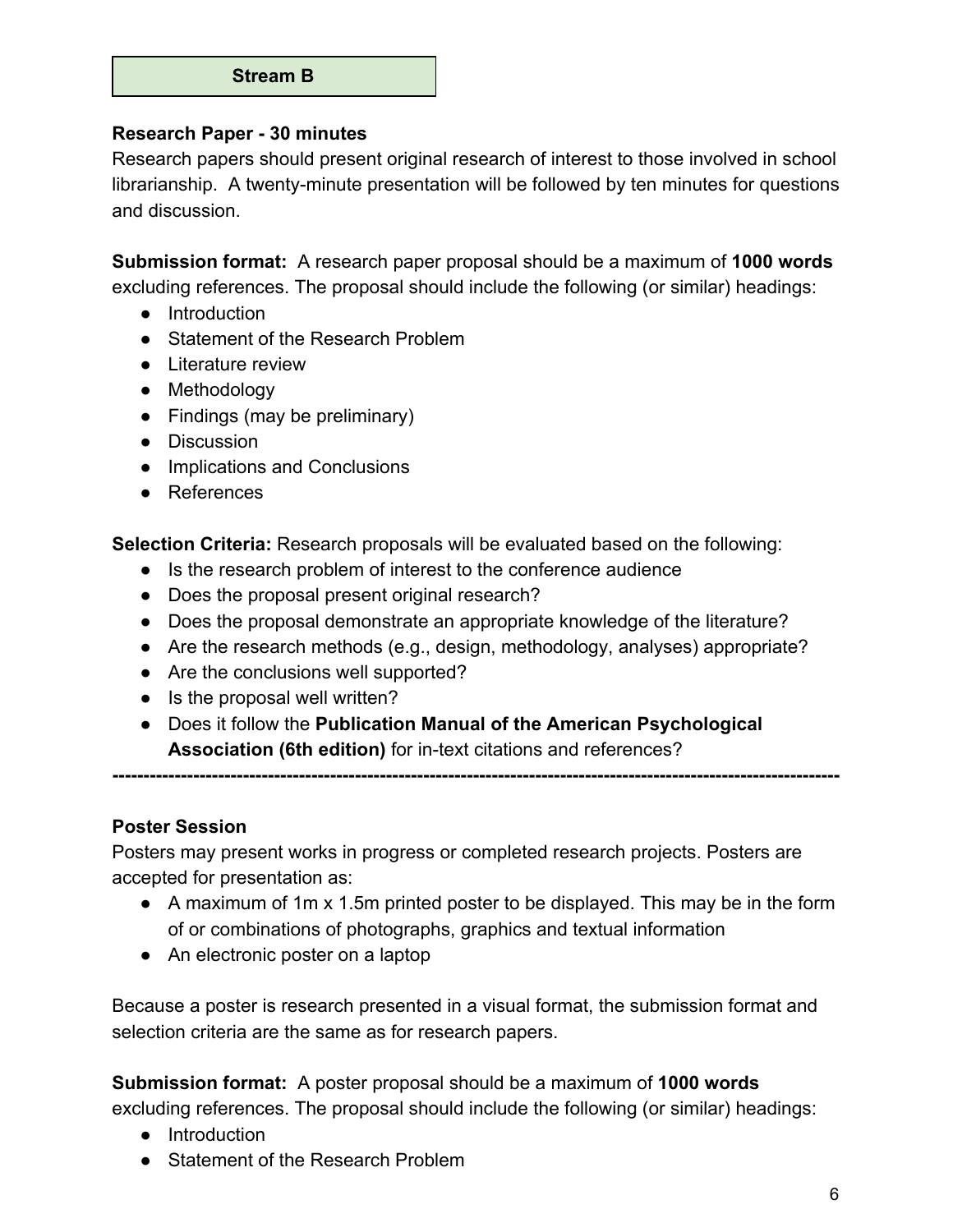**Stream B**

**Research Paper - 30 minutes**

Research papers should present original research of interest to those involved in school librarianship. A twenty-minute presentation will be followed by ten minutes for questions and discussion.

**Submission format:** A research paper proposal should be a maximum of **1000 words** excluding references. The proposal should include the following (or similar) headings:

- Introduction
- Statement of the Research Problem
- Literature review
- Methodology
- Findings (may be preliminary)
- Discussion
- Implications and Conclusions
- References

**Selection Criteria:** Research proposals will be evaluated based on the following:

- Is the research problem of interest to the conference audience
- Does the proposal present original research?
- Does the proposal demonstrate an appropriate knowledge of the literature?
- Are the research methods (e.g., design, methodology, analyses) appropriate?
- Are the conclusions well supported?
- Is the proposal well written?
- Does it follow the **Publication Manual of the American Psychological Association (6th edition)** for in-text citations and references?

---

**Poster Session**

Posters may present works in progress or completed research projects. Posters are accepted for presentation as:

- A maximum of 1m x 1.5m printed poster to be displayed. This may be in the form of or combinations of photographs, graphics and textual information
- An electronic poster on a laptop

Because a poster is research presented in a visual format, the submission format and selection criteria are the same as for research papers.

**Submission format:** A poster proposal should be a maximum of **1000 words** excluding references. The proposal should include the following (or similar) headings:

- Introduction
- Statement of the Research Problem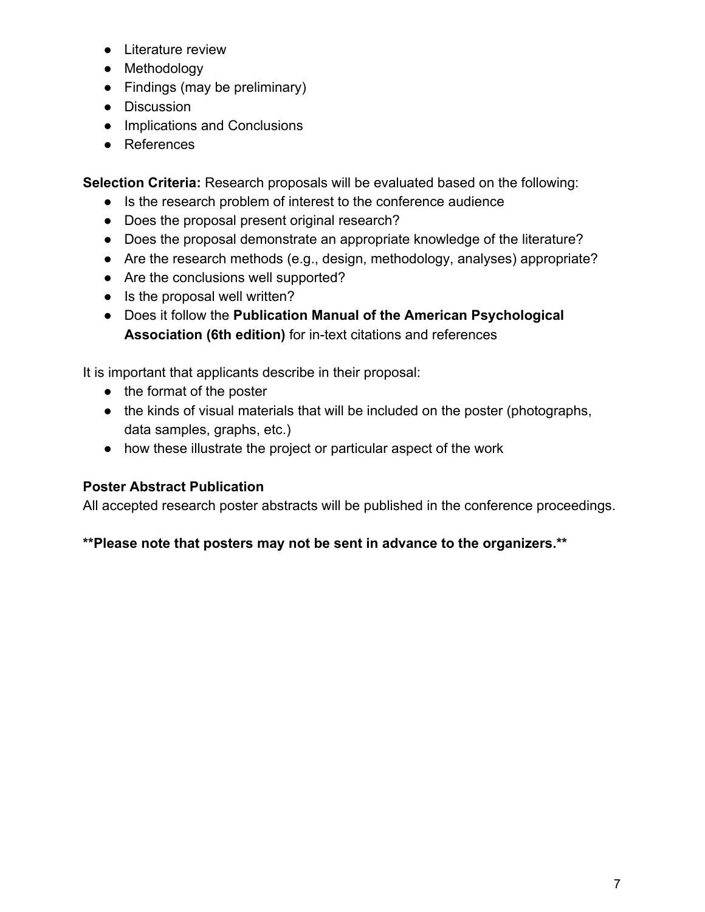- Literature review
- Methodology
- Findings (may be preliminary)
- Discussion
- Implications and Conclusions
- References

**Selection Criteria:** Research proposals will be evaluated based on the following:

- Is the research problem of interest to the conference audience
- Does the proposal present original research?
- Does the proposal demonstrate an appropriate knowledge of the literature?
- Are the research methods (e.g., design, methodology, analyses) appropriate?
- Are the conclusions well supported?
- Is the proposal well written?
- Does it follow the **Publication Manual of the American Psychological Association (6th edition)** for in-text citations and references

It is important that applicants describe in their proposal:

- the format of the poster
- the kinds of visual materials that will be included on the poster (photographs, data samples, graphs, etc.)
- how these illustrate the project or particular aspect of the work

**Poster Abstract Publication**

All accepted research poster abstracts will be published in the conference proceedings.

****Please note that posters may not be sent in advance to the organizers.****